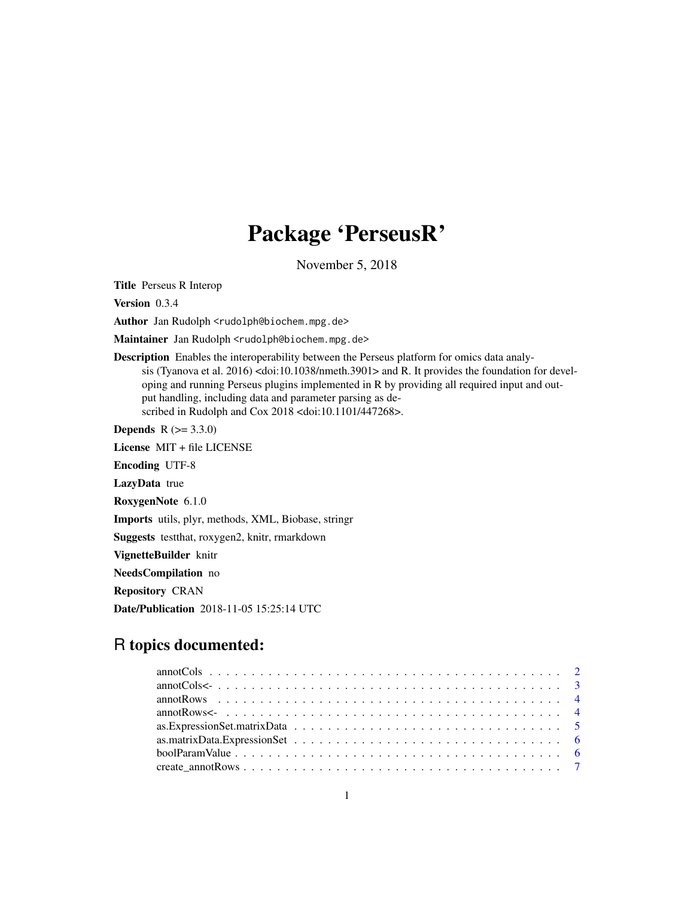# Package 'PerseusR'

November 5, 2018

**Title** Perseus R Interop

**Version** 0.3.4

**Author** Jan Rudolph <rudolph@biochem.mpg.de>

**Maintainer** Jan Rudolph <rudolph@biochem.mpg.de>

**Description** Enables the interoperability between the Perseus platform for omics data analysis (Tyanova et al. 2016) <doi:10.1038/nmeth.3901> and R. It provides the foundation for developing and running Perseus plugins implemented in R by providing all required input and output handling, including data and parameter parsing as described in Rudolph and Cox 2018 <doi:10.1101/447268>.

**Depends** R (>= 3.3.0)

**License** MIT + file LICENSE

**Encoding** UTF-8

**LazyData** true

**RoxygenNote** 6.1.0

**Imports** utils, plyr, methods, XML, Biobase, stringr

**Suggests** testthat, roxygen2, knitr, rmarkdown

**VignetteBuilder** knitr

**NeedsCompilation** no

**Repository** CRAN

**Date/Publication** 2018-11-05 15:25:14 UTC

## R topics documented:

| | |
|---|---|
| annotCols | 2 |
| annotCols<- | 3 |
| annotRows | 4 |
| annotRows<- | 4 |
| as.ExpressionSet.matrixData | 5 |
| as.matrixData.ExpressionSet | 6 |
| boolParamValue | 6 |
| create_annotRows | 7 |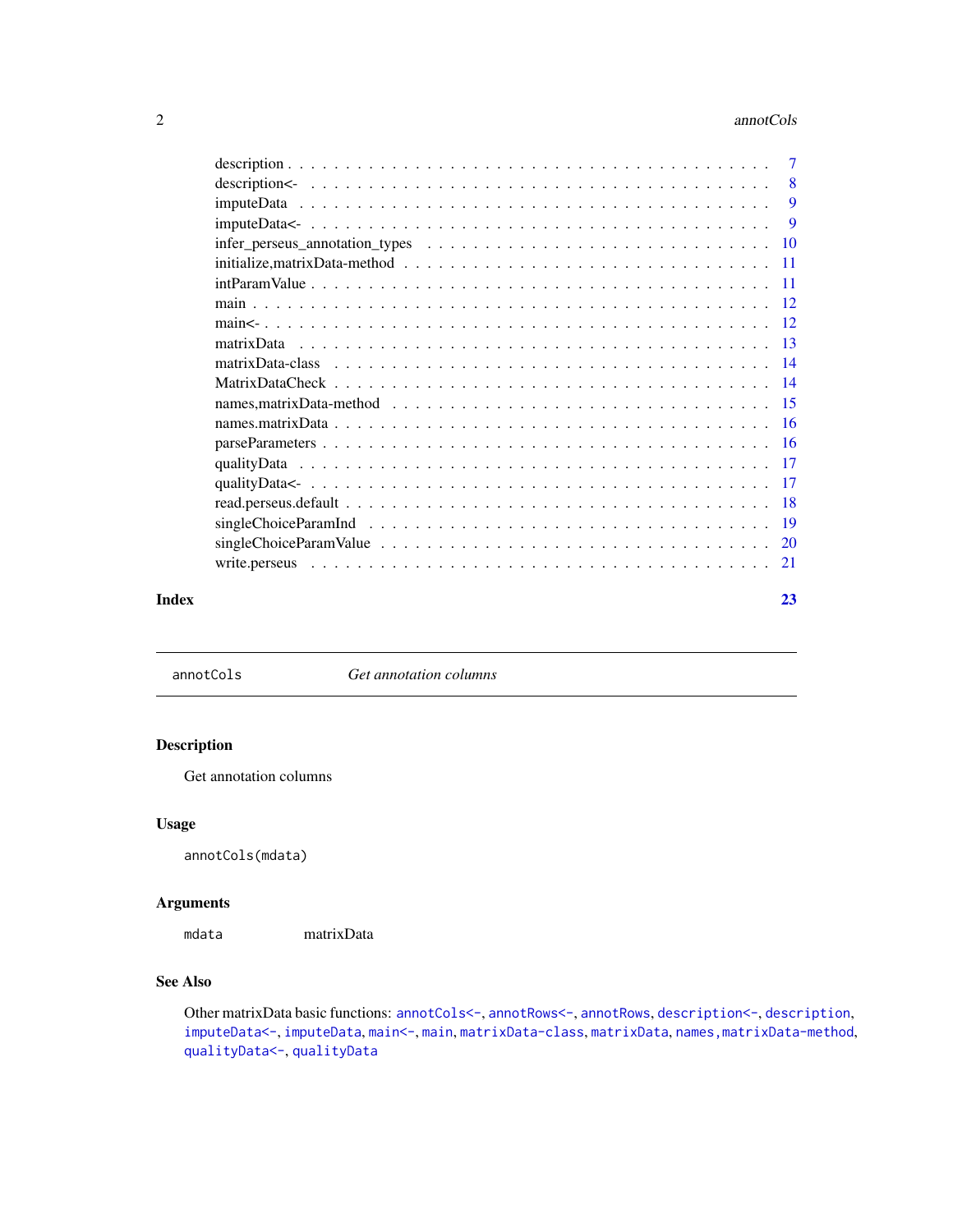description . . . . . . . . . . . . . . . . . . . . . . . . . . . . . . . . . . . . . . . 7
description<- . . . . . . . . . . . . . . . . . . . . . . . . . . . . . . . . . . . . . . 8
imputeData . . . . . . . . . . . . . . . . . . . . . . . . . . . . . . . . . . . . . . . 9
imputeData<- . . . . . . . . . . . . . . . . . . . . . . . . . . . . . . . . . . . . . . 9
infer_perseus_annotation_types . . . . . . . . . . . . . . . . . . . . . . . . . . . . . 10
initialize,matrixData-method . . . . . . . . . . . . . . . . . . . . . . . . . . . . . . 11
intParamValue . . . . . . . . . . . . . . . . . . . . . . . . . . . . . . . . . . . . . 11
main . . . . . . . . . . . . . . . . . . . . . . . . . . . . . . . . . . . . . . . . . . 12
main<- . . . . . . . . . . . . . . . . . . . . . . . . . . . . . . . . . . . . . . . . . 12
matrixData . . . . . . . . . . . . . . . . . . . . . . . . . . . . . . . . . . . . . . . 13
matrixData-class . . . . . . . . . . . . . . . . . . . . . . . . . . . . . . . . . . . . 14
MatrixDataCheck . . . . . . . . . . . . . . . . . . . . . . . . . . . . . . . . . . . . 14
names,matrixData-method . . . . . . . . . . . . . . . . . . . . . . . . . . . . . . . 15
names.matrixData . . . . . . . . . . . . . . . . . . . . . . . . . . . . . . . . . . . 16
parseParameters . . . . . . . . . . . . . . . . . . . . . . . . . . . . . . . . . . . . 16
qualityData . . . . . . . . . . . . . . . . . . . . . . . . . . . . . . . . . . . . . . 17
qualityData<- . . . . . . . . . . . . . . . . . . . . . . . . . . . . . . . . . . . . . 17
read.perseus.default . . . . . . . . . . . . . . . . . . . . . . . . . . . . . . . . . . 18
singleChoiceParamInd . . . . . . . . . . . . . . . . . . . . . . . . . . . . . . . . . 19
singleChoiceParamValue . . . . . . . . . . . . . . . . . . . . . . . . . . . . . . . . 20
write.perseus . . . . . . . . . . . . . . . . . . . . . . . . . . . . . . . . . . . . . 21

**Index** **23**

---

annotCols *Get annotation columns*

---

### Description

Get annotation columns

### Usage

```
annotCols(mdata)
```

### Arguments

| | |
|---|---|
| mdata | matrixData |

### See Also

Other matrixData basic functions: `annotCols<-`, `annotRows<-`, `annotRows`, `description<-`, `description`, `imputeData<-`, `imputeData`, `main<-`, `main`, `matrixData-class`, `matrixData`, `names,matrixData-method`, `qualityData<-`, `qualityData`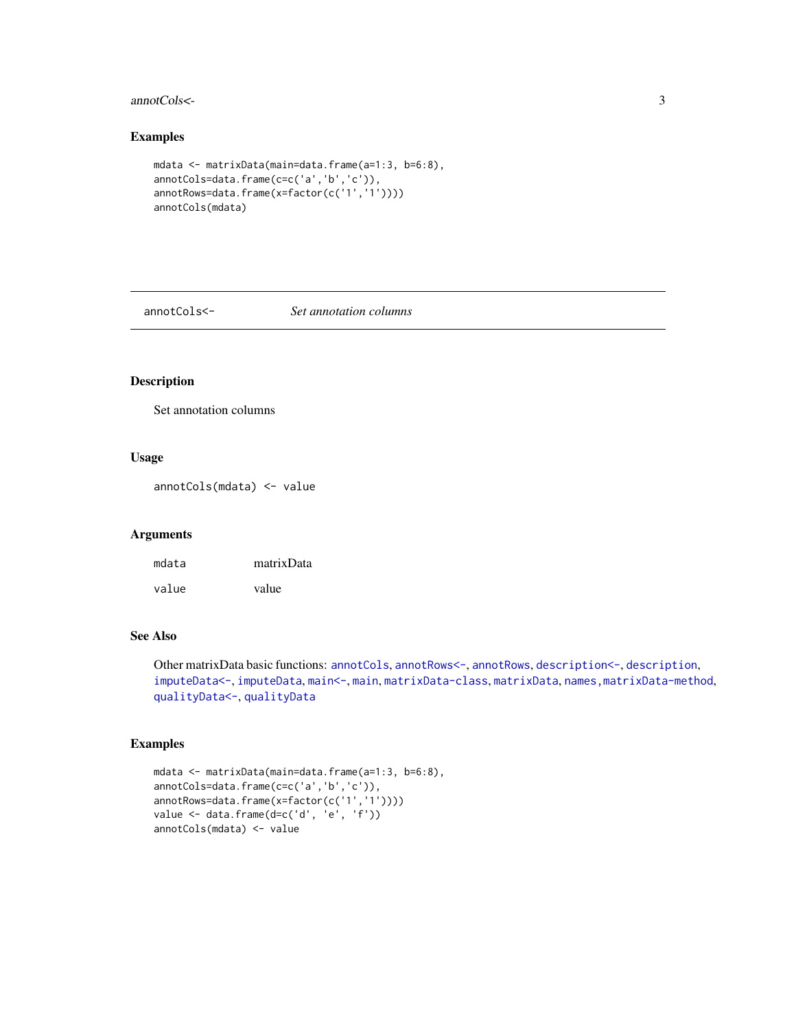## Examples

```
mdata <- matrixData(main=data.frame(a=1:3, b=6:8),
annotCols=data.frame(c=c('a','b','c')),
annotRows=data.frame(x=factor(c('1','1'))))
annotCols(mdata)
```

---

# annotCols<- *Set annotation columns*

---

## Description

Set annotation columns

## Usage

```
annotCols(mdata) <- value
```

## Arguments

| | |
|---|---|
| `mdata` | matrixData |
| `value` | value |

## See Also

Other matrixData basic functions: `annotCols`, `annotRows<-`, `annotRows`, `description<-`, `description`, `imputeData<-`, `imputeData`, `main<-`, `main`, `matrixData-class`, `matrixData`, `names,matrixData-method`, `qualityData<-`, `qualityData`

## Examples

```
mdata <- matrixData(main=data.frame(a=1:3, b=6:8),
annotCols=data.frame(c=c('a','b','c')),
annotRows=data.frame(x=factor(c('1','1'))))
value <- data.frame(d=c('d', 'e', 'f'))
annotCols(mdata) <- value
```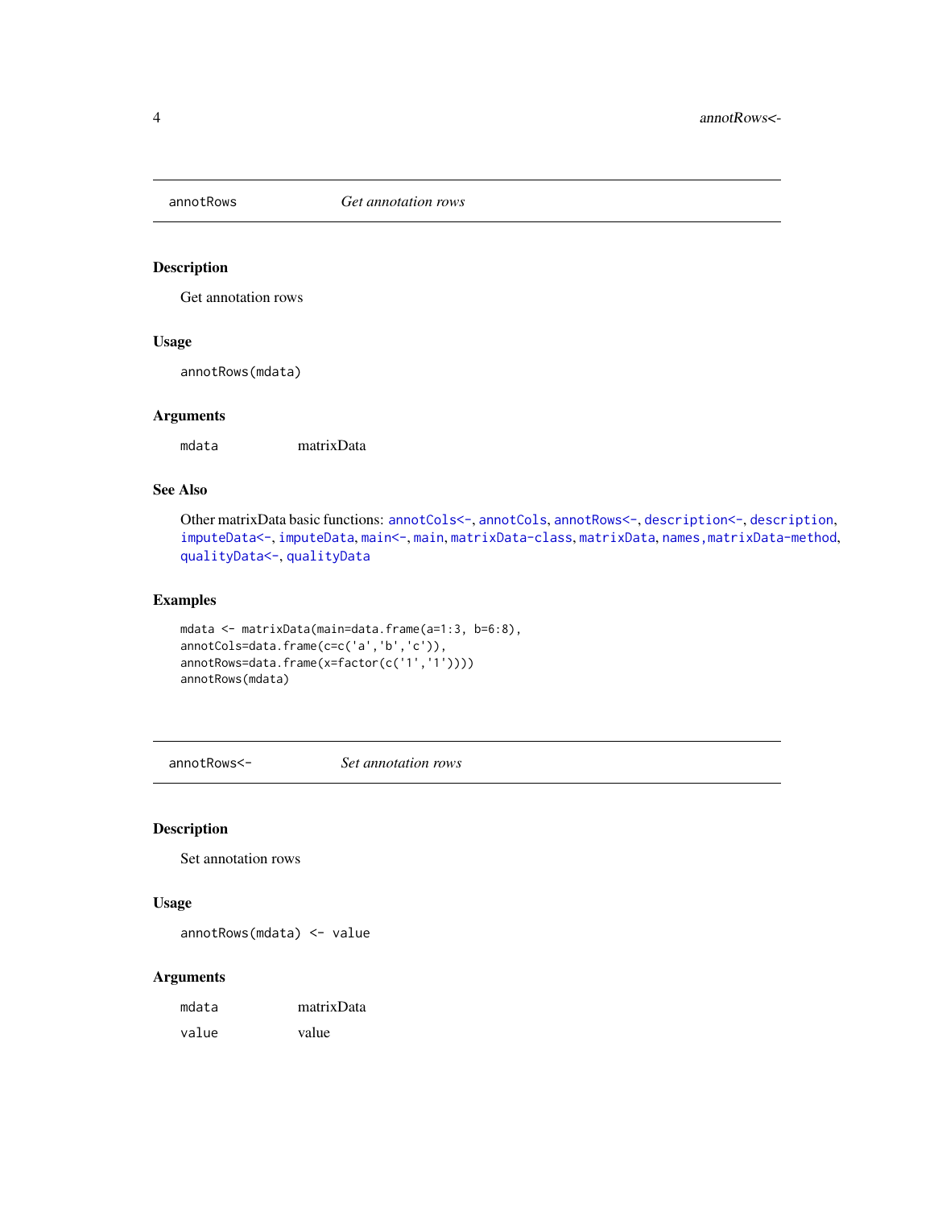## annotRows — *Get annotation rows*

### Description

Get annotation rows

### Usage

```
annotRows(mdata)
```

### Arguments

| | |
|---|---|
| `mdata` | matrixData |

### See Also

Other matrixData basic functions: `annotCols<-`, `annotCols`, `annotRows<-`, `description<-`, `description`, `imputeData<-`, `imputeData`, `main<-`, `main`, `matrixData-class`, `matrixData`, `names,matrixData-method`, `qualityData<-`, `qualityData`

### Examples

```
mdata <- matrixData(main=data.frame(a=1:3, b=6:8),
annotCols=data.frame(c=c('a','b','c')),
annotRows=data.frame(x=factor(c('1','1'))))
annotRows(mdata)
```

## annotRows<- — *Set annotation rows*

### Description

Set annotation rows

### Usage

```
annotRows(mdata) <- value
```

### Arguments

| | |
|---|---|
| `mdata` | matrixData |
| `value` | value |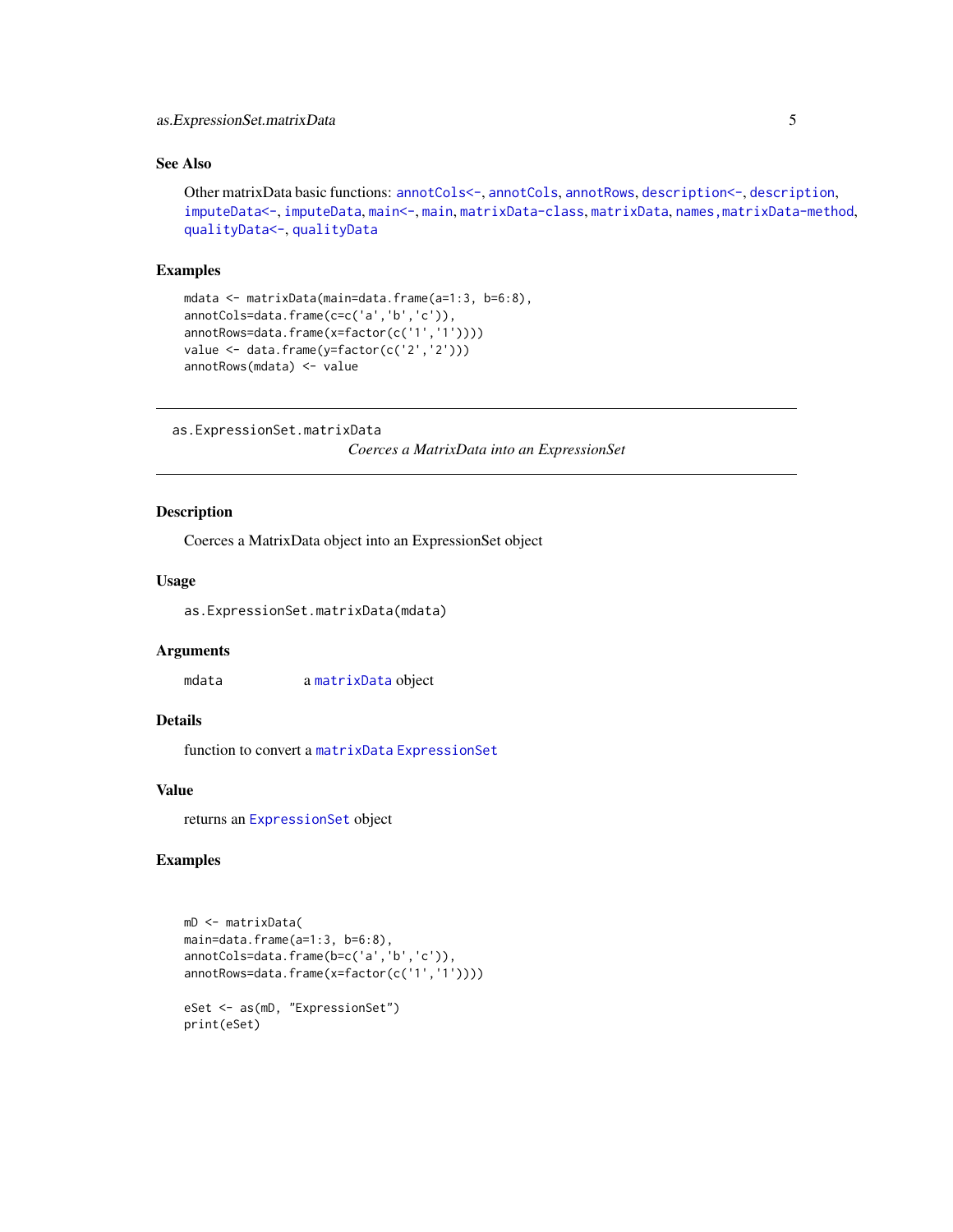### See Also

Other matrixData basic functions: `annotCols<-`, `annotCols`, `annotRows`, `description<-`, `description`, `imputeData<-`, `imputeData`, `main<-`, `main`, `matrixData-class`, `matrixData`, `names,matrixData-method`, `qualityData<-`, `qualityData`

### Examples

```
mdata <- matrixData(main=data.frame(a=1:3, b=6:8),
annotCols=data.frame(c=c('a','b','c')),
annotRows=data.frame(x=factor(c('1','1'))))
value <- data.frame(y=factor(c('2','2')))
annotRows(mdata) <- value
```

---

## as.ExpressionSet.matrixData

*Coerces a MatrixData into an ExpressionSet*

---

### Description

Coerces a MatrixData object into an ExpressionSet object

### Usage

```
as.ExpressionSet.matrixData(mdata)
```

### Arguments

| | |
|---|---|
| `mdata` | a `matrixData` object |

### Details

function to convert a `matrixData` `ExpressionSet`

### Value

returns an `ExpressionSet` object

### Examples

```
mD <- matrixData(
main=data.frame(a=1:3, b=6:8),
annotCols=data.frame(b=c('a','b','c')),
annotRows=data.frame(x=factor(c('1','1'))))

eSet <- as(mD, "ExpressionSet")
print(eSet)
```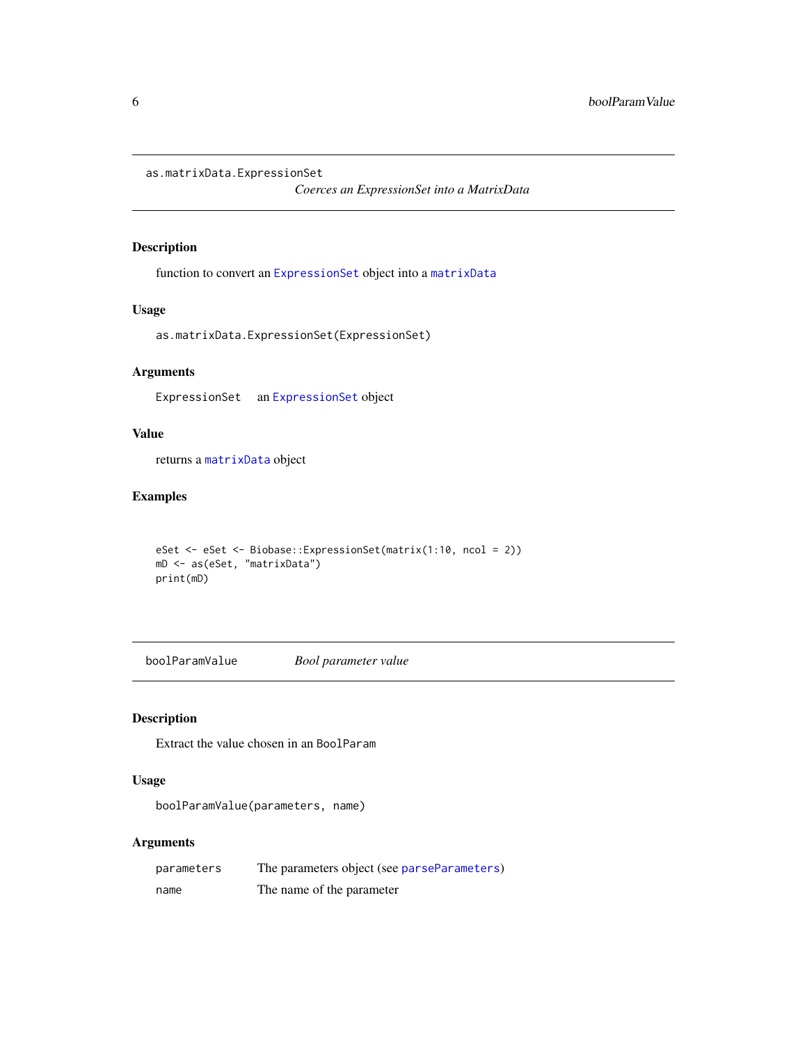## as.matrixData.ExpressionSet

*Coerces an ExpressionSet into a MatrixData*

### Description

function to convert an `ExpressionSet` object into a `matrixData`

### Usage

```
as.matrixData.ExpressionSet(ExpressionSet)
```

### Arguments

| | |
|---|---|
| `ExpressionSet` | an `ExpressionSet` object |

### Value

returns a `matrixData` object

### Examples

```
eSet <- eSet <- Biobase::ExpressionSet(matrix(1:10, ncol = 2))
mD <- as(eSet, "matrixData")
print(mD)
```

## boolParamValue

*Bool parameter value*

### Description

Extract the value chosen in an `BoolParam`

### Usage

```
boolParamValue(parameters, name)
```

### Arguments

| | |
|---|---|
| `parameters` | The parameters object (see `parseParameters`) |
| `name` | The name of the parameter |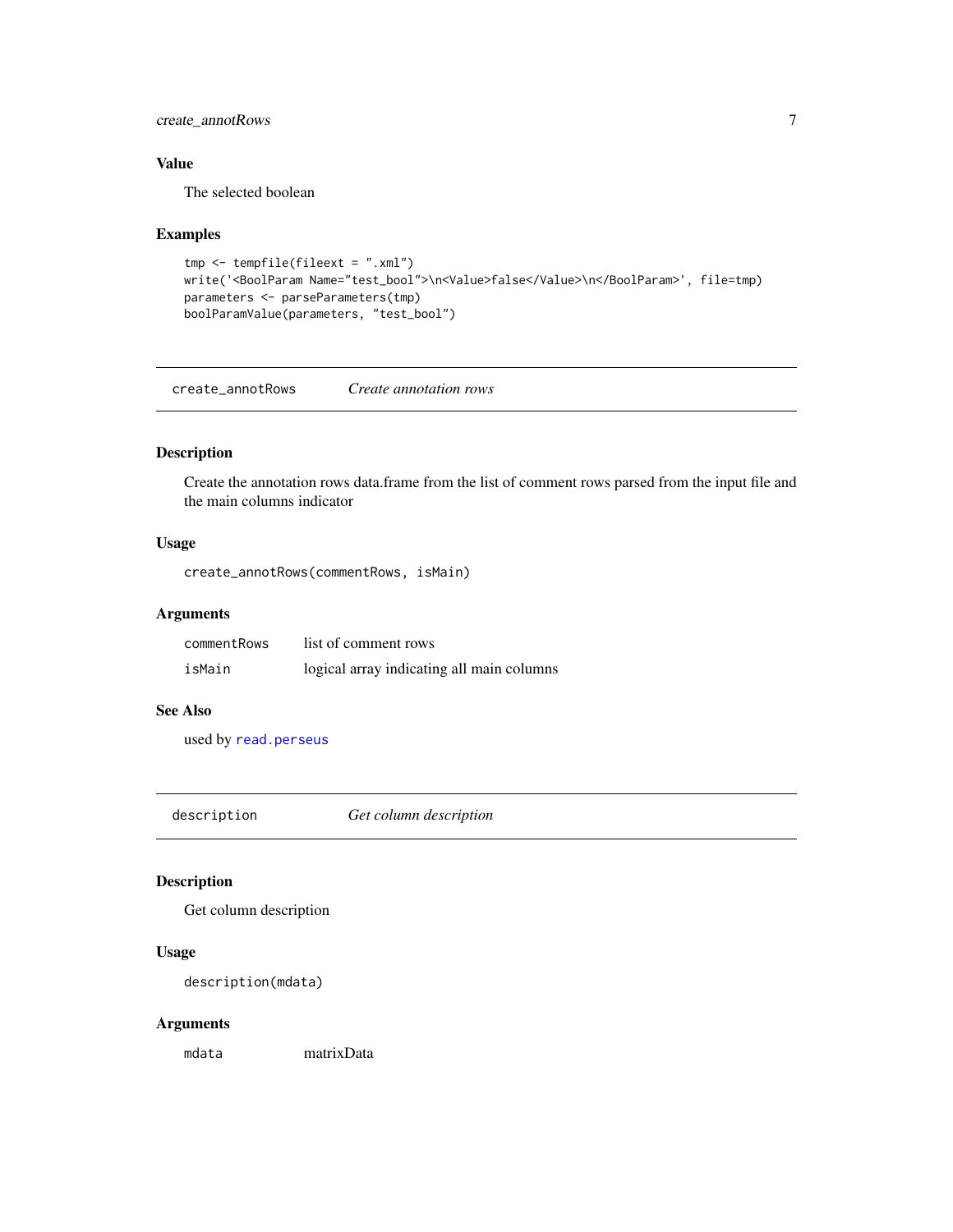### Value

The selected boolean

### Examples

```
tmp <- tempfile(fileext = ".xml")
write('<BoolParam Name="test_bool">\n<Value>false</Value>\n</BoolParam>', file=tmp)
parameters <- parseParameters(tmp)
boolParamValue(parameters, "test_bool")
```

---

## create_annotRows — *Create annotation rows*

### Description

Create the annotation rows data.frame from the list of comment rows parsed from the input file and the main columns indicator

### Usage

```
create_annotRows(commentRows, isMain)
```

### Arguments

| | |
|---|---|
| commentRows | list of comment rows |
| isMain | logical array indicating all main columns |

### See Also

used by read.perseus

---

## description — *Get column description*

### Description

Get column description

### Usage

```
description(mdata)
```

### Arguments

| | |
|---|---|
| mdata | matrixData |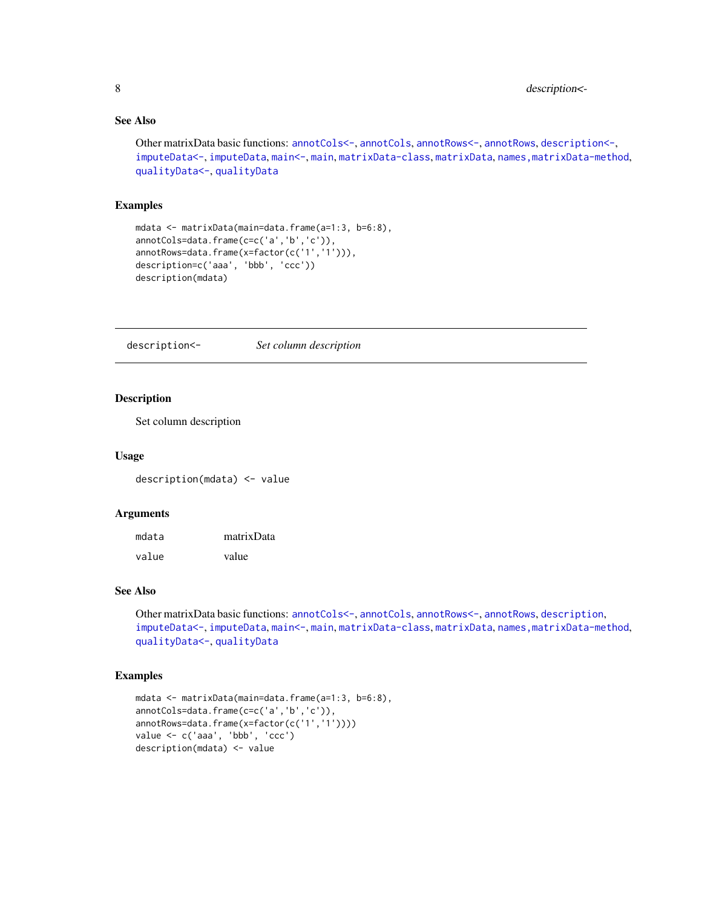### See Also

Other matrixData basic functions: annotCols<-, annotCols, annotRows<-, annotRows, description<-, imputeData<-, imputeData, main<-, main, matrixData-class, matrixData, names,matrixData-method, qualityData<-, qualityData

### Examples

```
mdata <- matrixData(main=data.frame(a=1:3, b=6:8),
annotCols=data.frame(c=c('a','b','c')),
annotRows=data.frame(x=factor(c('1','1'))),
description=c('aaa', 'bbb', 'ccc'))
description(mdata)
```

---

## description<-    *Set column description*

---

### Description

Set column description

### Usage

```
description(mdata) <- value
```

### Arguments

| | |
|---|---|
| mdata | matrixData |
| value | value |

### See Also

Other matrixData basic functions: annotCols<-, annotCols, annotRows<-, annotRows, description, imputeData<-, imputeData, main<-, main, matrixData-class, matrixData, names,matrixData-method, qualityData<-, qualityData

### Examples

```
mdata <- matrixData(main=data.frame(a=1:3, b=6:8),
annotCols=data.frame(c=c('a','b','c')),
annotRows=data.frame(x=factor(c('1','1'))))
value <- c('aaa', 'bbb', 'ccc')
description(mdata) <- value
```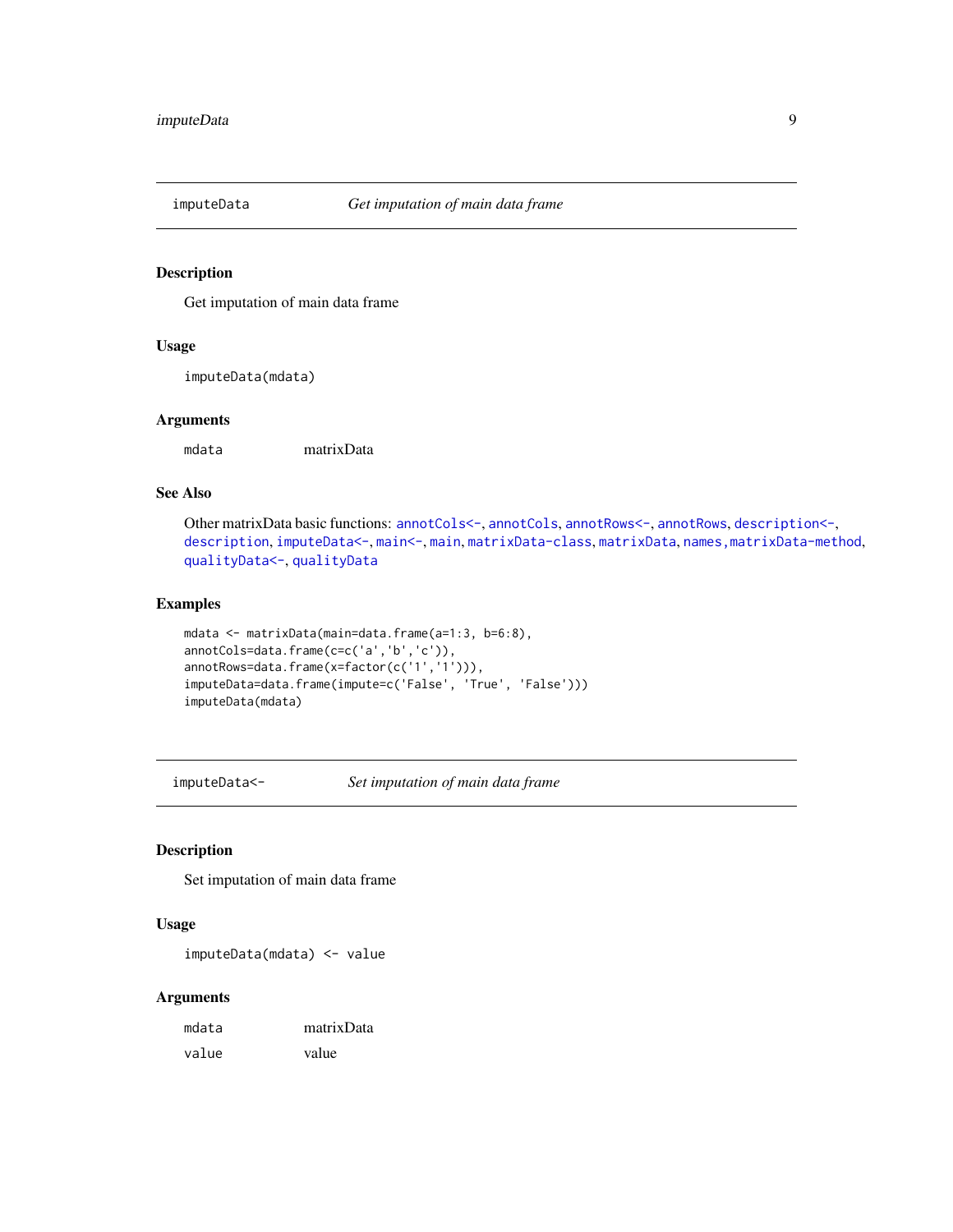## imputeData — *Get imputation of main data frame*

### Description

Get imputation of main data frame

### Usage

```
imputeData(mdata)
```

### Arguments

| | |
|---|---|
| mdata | matrixData |

### See Also

Other matrixData basic functions: annotCols<-, annotCols, annotRows<-, annotRows, description<-, description, imputeData<-, main<-, main, matrixData-class, matrixData, names,matrixData-method, qualityData<-, qualityData

### Examples

```
mdata <- matrixData(main=data.frame(a=1:3, b=6:8),
annotCols=data.frame(c=c('a','b','c')),
annotRows=data.frame(x=factor(c('1','1'))),
imputeData=data.frame(impute=c('False', 'True', 'False')))
imputeData(mdata)
```

## imputeData<- — *Set imputation of main data frame*

### Description

Set imputation of main data frame

### Usage

```
imputeData(mdata) <- value
```

### Arguments

| | |
|---|---|
| mdata | matrixData |
| value | value |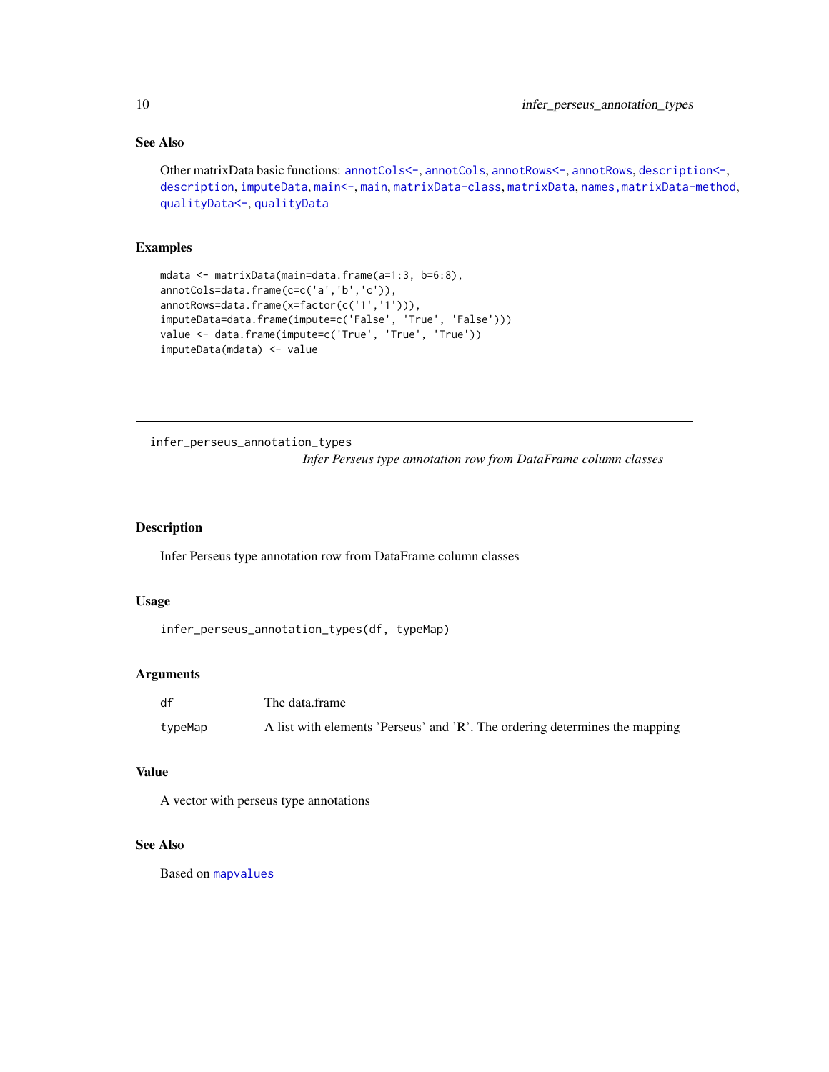## See Also

Other matrixData basic functions: `annotCols<-`, `annotCols`, `annotRows<-`, `annotRows`, `description<-`, `description`, `imputeData`, `main<-`, `main`, `matrixData-class`, `matrixData`, `names,matrixData-method`, `qualityData<-`, `qualityData`

## Examples

```
mdata <- matrixData(main=data.frame(a=1:3, b=6:8),
annotCols=data.frame(c=c('a','b','c')),
annotRows=data.frame(x=factor(c('1','1'))),
imputeData=data.frame(impute=c('False', 'True', 'False')))
value <- data.frame(impute=c('True', 'True', 'True'))
imputeData(mdata) <- value
```

---

# infer_perseus_annotation_types

*Infer Perseus type annotation row from DataFrame column classes*

## Description

Infer Perseus type annotation row from DataFrame column classes

## Usage

```
infer_perseus_annotation_types(df, typeMap)
```

## Arguments

| | |
|---|---|
| df | The data.frame |
| typeMap | A list with elements 'Perseus' and 'R'. The ordering determines the mapping |

## Value

A vector with perseus type annotations

## See Also

Based on `mapvalues`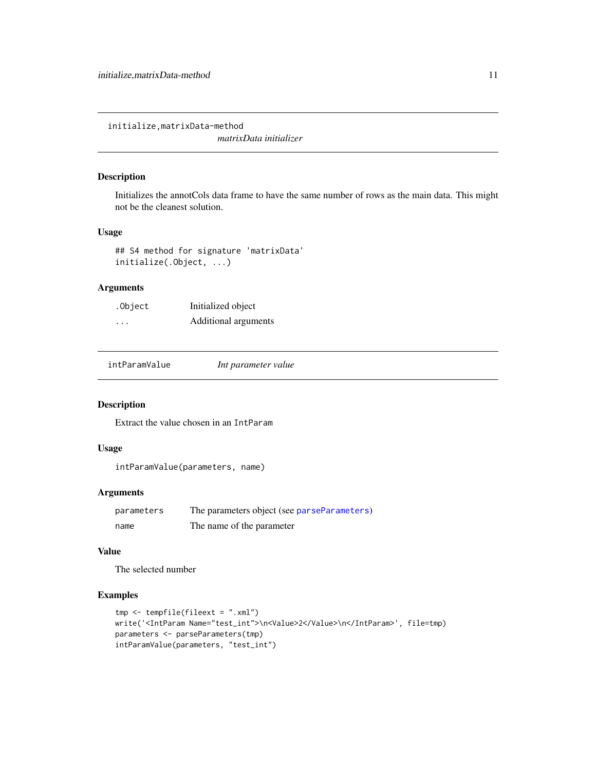## initialize,matrixData-method

*matrixData initializer*

### Description

Initializes the annotCols data frame to have the same number of rows as the main data. This might not be the cleanest solution.

### Usage

```
## S4 method for signature 'matrixData'
initialize(.Object, ...)
```

### Arguments

| | |
|---|---|
| `.Object` | Initialized object |
| `...` | Additional arguments |

## intParamValue

*Int parameter value*

### Description

Extract the value chosen in an `IntParam`

### Usage

```
intParamValue(parameters, name)
```

### Arguments

| | |
|---|---|
| `parameters` | The parameters object (see `parseParameters`) |
| `name` | The name of the parameter |

### Value

The selected number

### Examples

```
tmp <- tempfile(fileext = ".xml")
write('<IntParam Name="test_int">\n<Value>2</Value>\n</IntParam>', file=tmp)
parameters <- parseParameters(tmp)
intParamValue(parameters, "test_int")
```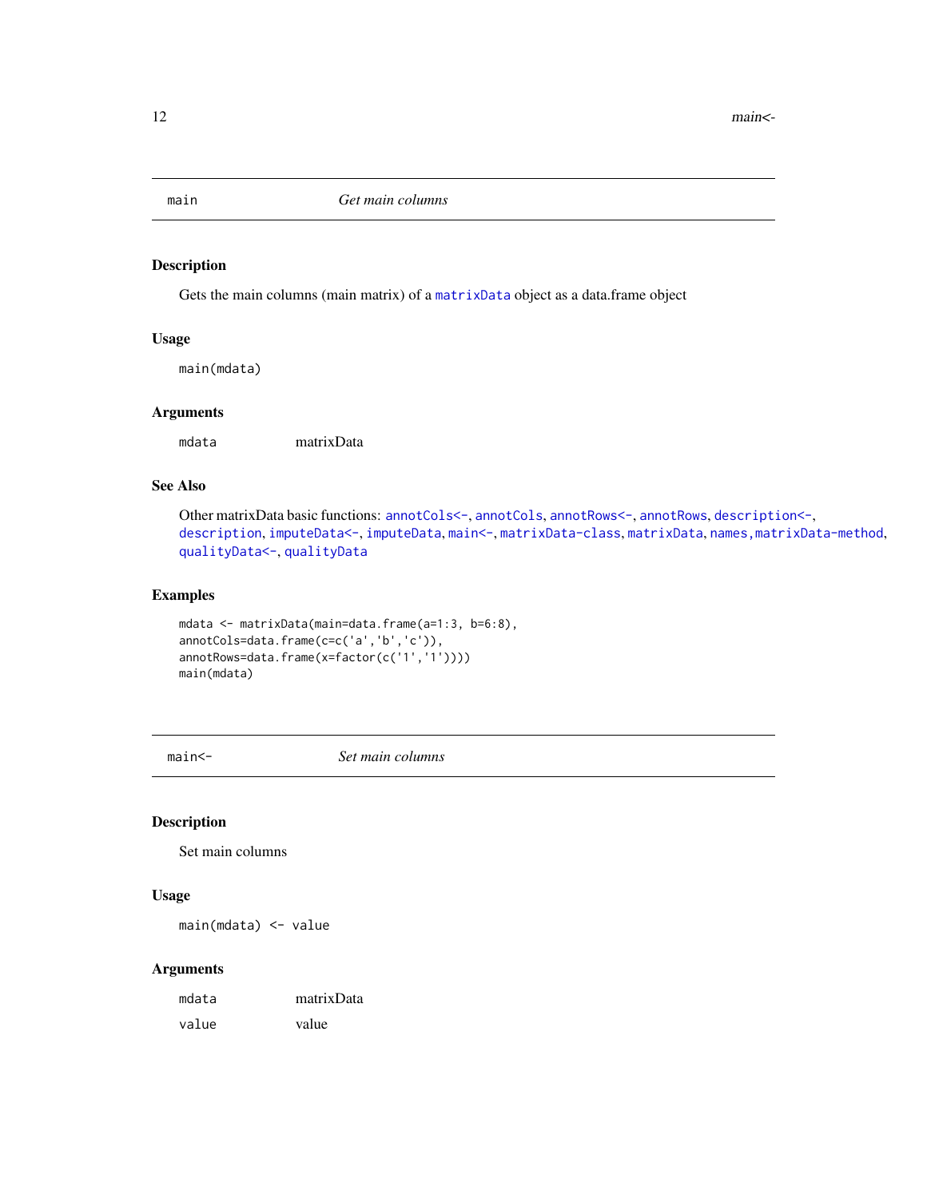## main — *Get main columns*

### Description

Gets the main columns (main matrix) of a `matrixData` object as a data.frame object

### Usage

```
main(mdata)
```

### Arguments

| | |
|---|---|
| `mdata` | matrixData |

### See Also

Other matrixData basic functions: `annotCols<-`, `annotCols`, `annotRows<-`, `annotRows`, `description<-`, `description`, `imputeData<-`, `imputeData`, `main<-`, `matrixData-class`, `matrixData`, `names,matrixData-method`, `qualityData<-`, `qualityData`

### Examples

```
mdata <- matrixData(main=data.frame(a=1:3, b=6:8),
annotCols=data.frame(c=c('a','b','c')),
annotRows=data.frame(x=factor(c('1','1'))))
main(mdata)
```

## main<- — *Set main columns*

### Description

Set main columns

### Usage

```
main(mdata) <- value
```

### Arguments

| | |
|---|---|
| `mdata` | matrixData |
| `value` | value |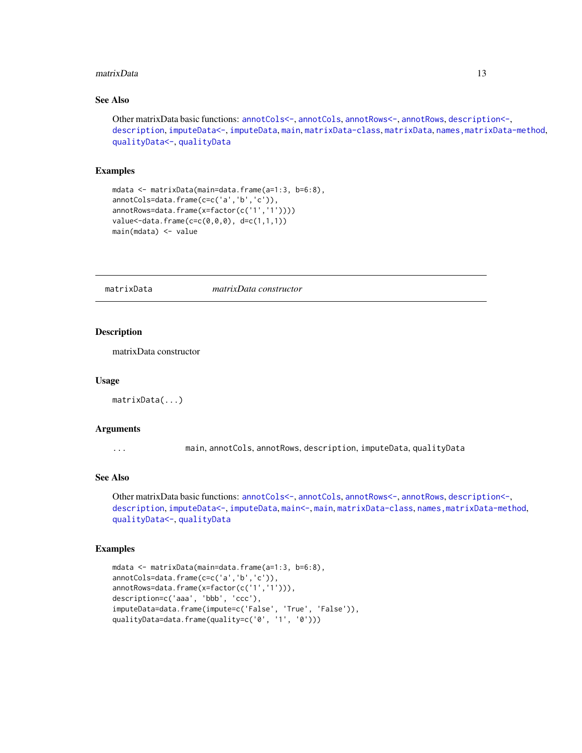### See Also

Other matrixData basic functions: `annotCols<-`, `annotCols`, `annotRows<-`, `annotRows`, `description<-`, `description`, `imputeData<-`, `imputeData`, `main`, `matrixData-class`, `matrixData`, `names,matrixData-method`, `qualityData<-`, `qualityData`

### Examples

```
mdata <- matrixData(main=data.frame(a=1:3, b=6:8),
annotCols=data.frame(c=c('a','b','c')),
annotRows=data.frame(x=factor(c('1','1'))))
value<-data.frame(c=c(0,0,0), d=c(1,1,1))
main(mdata) <- value
```

---

## matrixData — *matrixData constructor*

---

### Description

matrixData constructor

### Usage

```
matrixData(...)
```

### Arguments

| | |
|---|---|
| `...` | main, annotCols, annotRows, description, imputeData, qualityData |

### See Also

Other matrixData basic functions: `annotCols<-`, `annotCols`, `annotRows<-`, `annotRows`, `description<-`, `description`, `imputeData<-`, `imputeData`, `main<-`, `main`, `matrixData-class`, `names,matrixData-method`, `qualityData<-`, `qualityData`

### Examples

```
mdata <- matrixData(main=data.frame(a=1:3, b=6:8),
annotCols=data.frame(c=c('a','b','c')),
annotRows=data.frame(x=factor(c('1','1'))),
description=c('aaa', 'bbb', 'ccc'),
imputeData=data.frame(impute=c('False', 'True', 'False')),
qualityData=data.frame(quality=c('0', '1', '0')))
```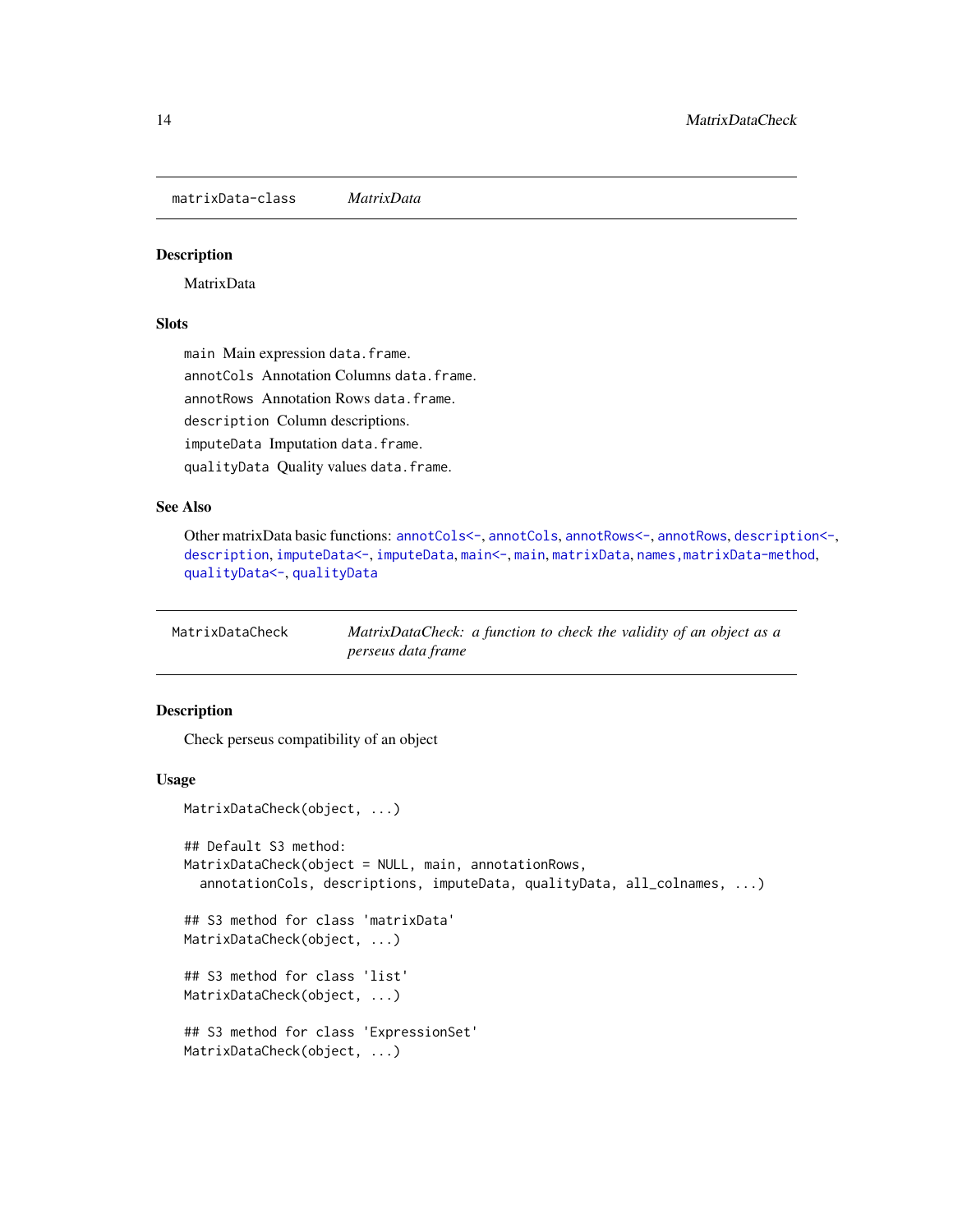## matrixData-class *MatrixData*

### Description

MatrixData

### Slots

`main` Main expression `data.frame`.

`annotCols` Annotation Columns `data.frame`.

`annotRows` Annotation Rows `data.frame`.

`description` Column descriptions.

`imputeData` Imputation `data.frame`.

`qualityData` Quality values `data.frame`.

### See Also

Other matrixData basic functions: `annotCols<-`, `annotCols`, `annotRows<-`, `annotRows`, `description<-`, `description`, `imputeData<-`, `imputeData`, `main<-`, `main`, `matrixData`, `names,matrixData-method`, `qualityData<-`, `qualityData`

## MatrixDataCheck *MatrixDataCheck: a function to check the validity of an object as a perseus data frame*

### Description

Check perseus compatibility of an object

### Usage

```
MatrixDataCheck(object, ...)

## Default S3 method:
MatrixDataCheck(object = NULL, main, annotationRows,
  annotationCols, descriptions, imputeData, qualityData, all_colnames, ...)

## S3 method for class 'matrixData'
MatrixDataCheck(object, ...)

## S3 method for class 'list'
MatrixDataCheck(object, ...)

## S3 method for class 'ExpressionSet'
MatrixDataCheck(object, ...)
```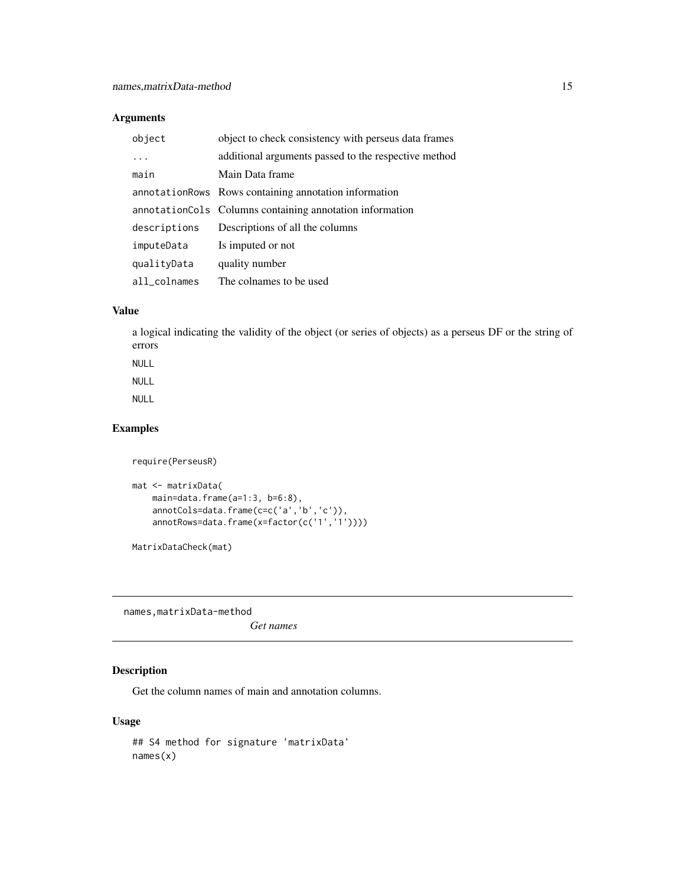## Arguments

| | |
|---|---|
| `object` | object to check consistency with perseus data frames |
| `...` | additional arguments passed to the respective method |
| `main` | Main Data frame |
| `annotationRows` | Rows containing annotation information |
| `annotationCols` | Columns containing annotation information |
| `descriptions` | Descriptions of all the columns |
| `imputeData` | Is imputed or not |
| `qualityData` | quality number |
| `all_colnames` | The colnames to be used |

## Value

a logical indicating the validity of the object (or series of objects) as a perseus DF or the string of errors

NULL

NULL

NULL

## Examples

```
require(PerseusR)

mat <- matrixData(
    main=data.frame(a=1:3, b=6:8),
    annotCols=data.frame(c=c('a','b','c')),
    annotRows=data.frame(x=factor(c('1','1'))))

MatrixDataCheck(mat)
```

---

# names,matrixData-method

*Get names*

## Description

Get the column names of main and annotation columns.

## Usage

```
## S4 method for signature 'matrixData'
names(x)
```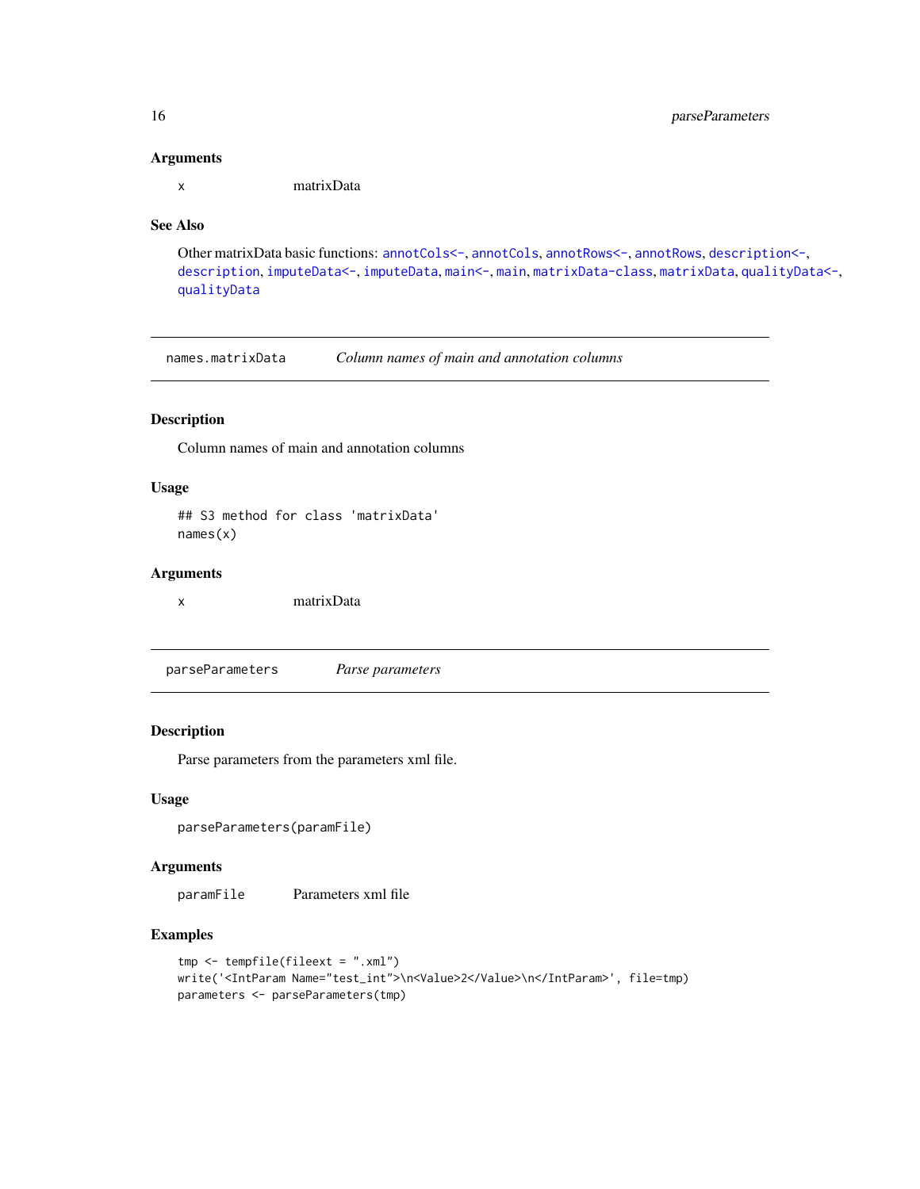### Arguments

x matrixData

### See Also

Other matrixData basic functions: annotCols<-, annotCols, annotRows<-, annotRows, description<-, description, imputeData<-, imputeData, main<-, main, matrixData-class, matrixData, qualityData<-, qualityData

---

## names.matrixData *Column names of main and annotation columns*

---

### Description

Column names of main and annotation columns

### Usage

```
## S3 method for class 'matrixData'
names(x)
```

### Arguments

x matrixData

---

## parseParameters *Parse parameters*

---

### Description

Parse parameters from the parameters xml file.

### Usage

```
parseParameters(paramFile)
```

### Arguments

paramFile Parameters xml file

### Examples

```
tmp <- tempfile(fileext = ".xml")
write('<IntParam Name="test_int">\n<Value>2</Value>\n</IntParam>', file=tmp)
parameters <- parseParameters(tmp)
```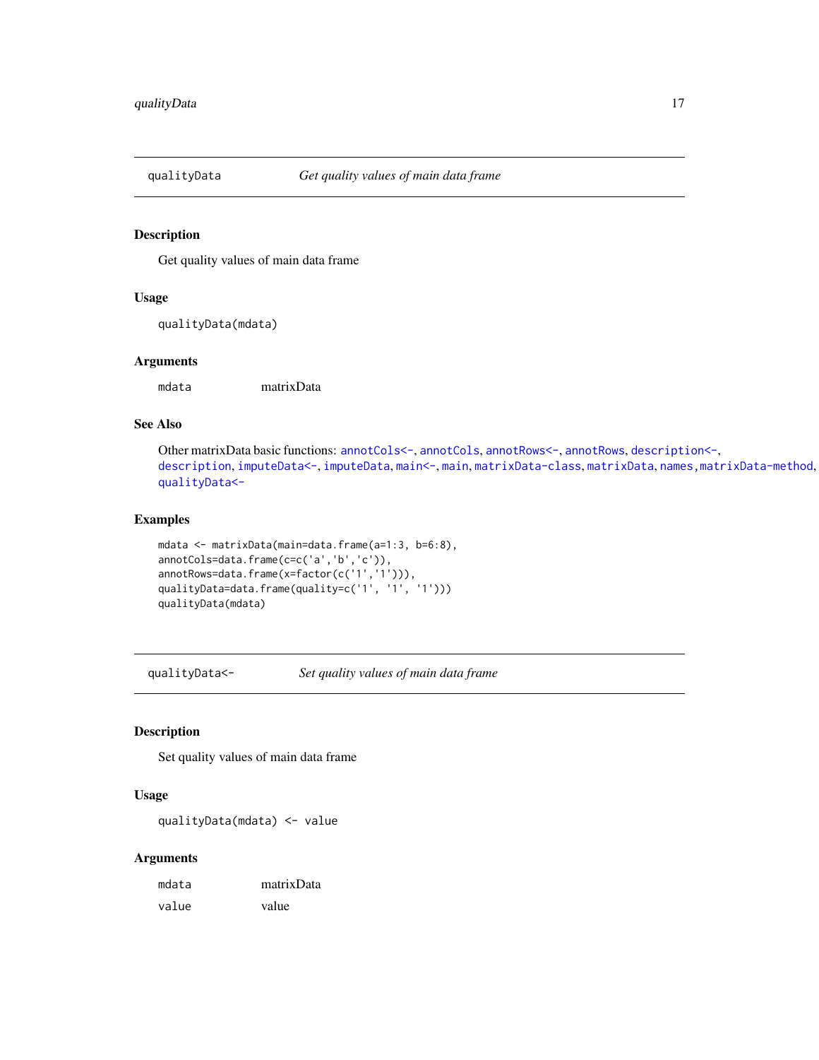## qualityData — *Get quality values of main data frame*

### Description

Get quality values of main data frame

### Usage

```
qualityData(mdata)
```

### Arguments

| | |
|---|---|
| `mdata` | matrixData |

### See Also

Other matrixData basic functions: `annotCols<-`, `annotCols`, `annotRows<-`, `annotRows`, `description<-`, `description`, `imputeData<-`, `imputeData`, `main<-`, `main`, `matrixData-class`, `matrixData`, `names,matrixData-method`, `qualityData<-`

### Examples

```
mdata <- matrixData(main=data.frame(a=1:3, b=6:8),
annotCols=data.frame(c=c('a','b','c')),
annotRows=data.frame(x=factor(c('1','1'))),
qualityData=data.frame(quality=c('1', '1', '1')))
qualityData(mdata)
```

## qualityData<- — *Set quality values of main data frame*

### Description

Set quality values of main data frame

### Usage

```
qualityData(mdata) <- value
```

### Arguments

| | |
|---|---|
| `mdata` | matrixData |
| `value` | value |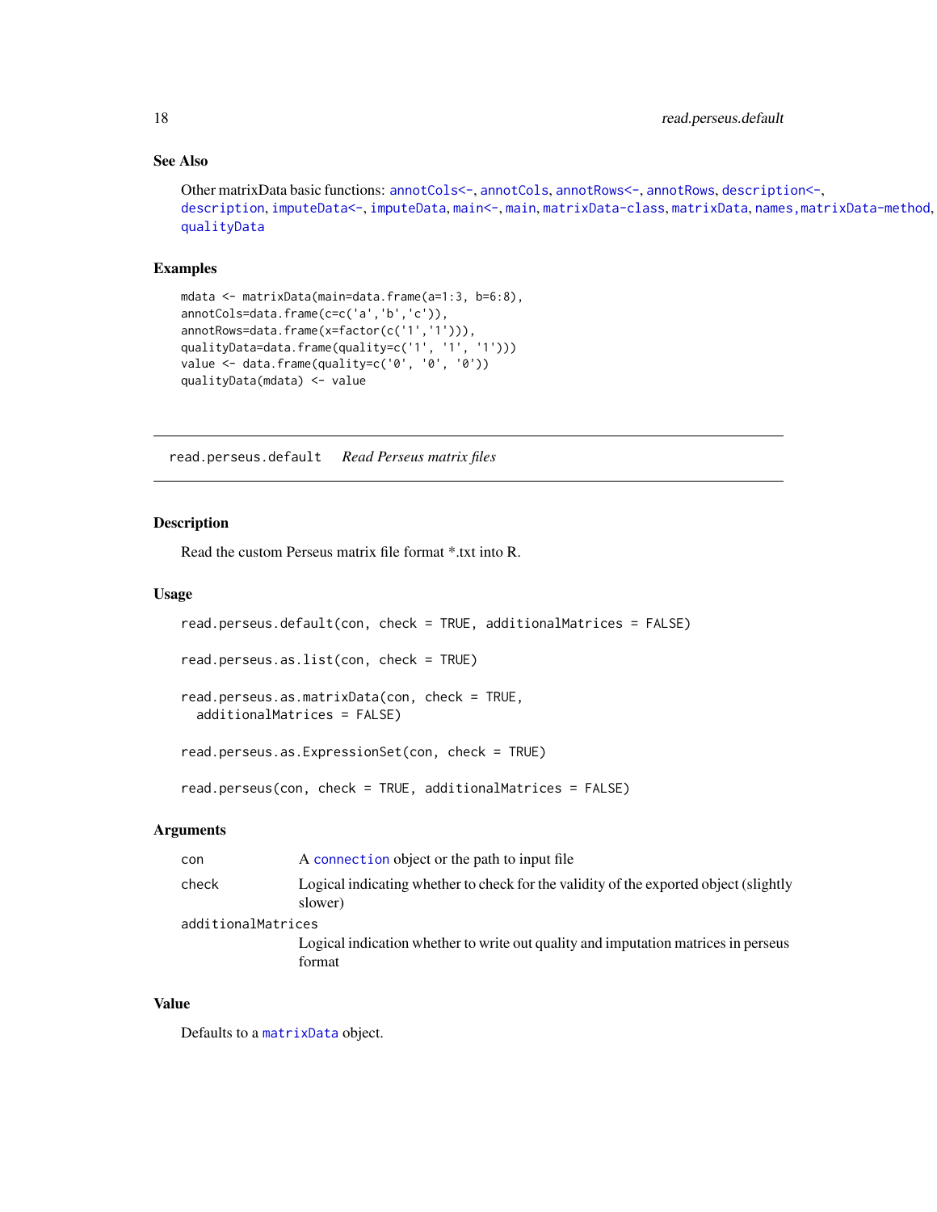### See Also

Other matrixData basic functions: `annotCols<-`, `annotCols`, `annotRows<-`, `annotRows`, `description<-`, `description`, `imputeData<-`, `imputeData`, `main<-`, `main`, `matrixData-class`, `matrixData`, `names,matrixData-method`, `qualityData`

### Examples

```
mdata <- matrixData(main=data.frame(a=1:3, b=6:8),
annotCols=data.frame(c=c('a','b','c')),
annotRows=data.frame(x=factor(c('1','1'))),
qualityData=data.frame(quality=c('1', '1', '1')))
value <- data.frame(quality=c('0', '0', '0'))
qualityData(mdata) <- value
```

---

## `read.perseus.default` *Read Perseus matrix files*

---

### Description

Read the custom Perseus matrix file format *.txt into R.

### Usage

```
read.perseus.default(con, check = TRUE, additionalMatrices = FALSE)

read.perseus.as.list(con, check = TRUE)

read.perseus.as.matrixData(con, check = TRUE,
  additionalMatrices = FALSE)

read.perseus.as.ExpressionSet(con, check = TRUE)

read.perseus(con, check = TRUE, additionalMatrices = FALSE)
```

### Arguments

| | |
|---|---|
| `con` | A `connection` object or the path to input file |
| `check` | Logical indicating whether to check for the validity of the exported object (slightly slower) |
| `additionalMatrices` | Logical indication whether to write out quality and imputation matrices in perseus format |

### Value

Defaults to a `matrixData` object.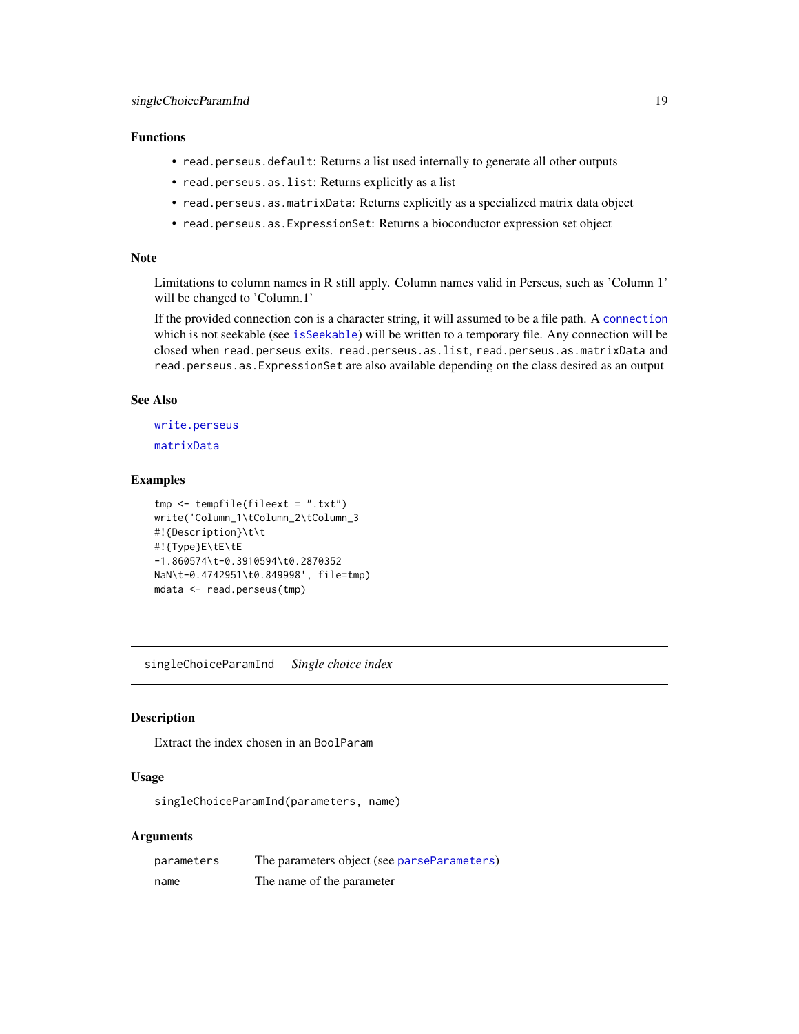### Functions

- `read.perseus.default`: Returns a list used internally to generate all other outputs
- `read.perseus.as.list`: Returns explicitly as a list
- `read.perseus.as.matrixData`: Returns explicitly as a specialized matrix data object
- `read.perseus.as.ExpressionSet`: Returns a bioconductor expression set object

### Note

Limitations to column names in R still apply. Column names valid in Perseus, such as 'Column 1' will be changed to 'Column.1'

If the provided connection con is a character string, it will assumed to be a file path. A `connection` which is not seekable (see `isSeekable`) will be written to a temporary file. Any connection will be closed when `read.perseus` exits. `read.perseus.as.list`, `read.perseus.as.matrixData` and `read.perseus.as.ExpressionSet` are also available depending on the class desired as an output

### See Also

`write.perseus`

`matrixData`

### Examples

```
tmp <- tempfile(fileext = ".txt")
write('Column_1\tColumn_2\tColumn_3
#!{Description}\t\t
#!{Type}E\tE\tE
-1.860574\t-0.3910594\t0.2870352
NaN\t-0.4742951\t0.849998', file=tmp)
mdata <- read.perseus(tmp)
```

---

## singleChoiceParamInd *Single choice index*

### Description

Extract the index chosen in an `BoolParam`

### Usage

```
singleChoiceParamInd(parameters, name)
```

### Arguments

| | |
|---|---|
| `parameters` | The parameters object (see `parseParameters`) |
| `name` | The name of the parameter |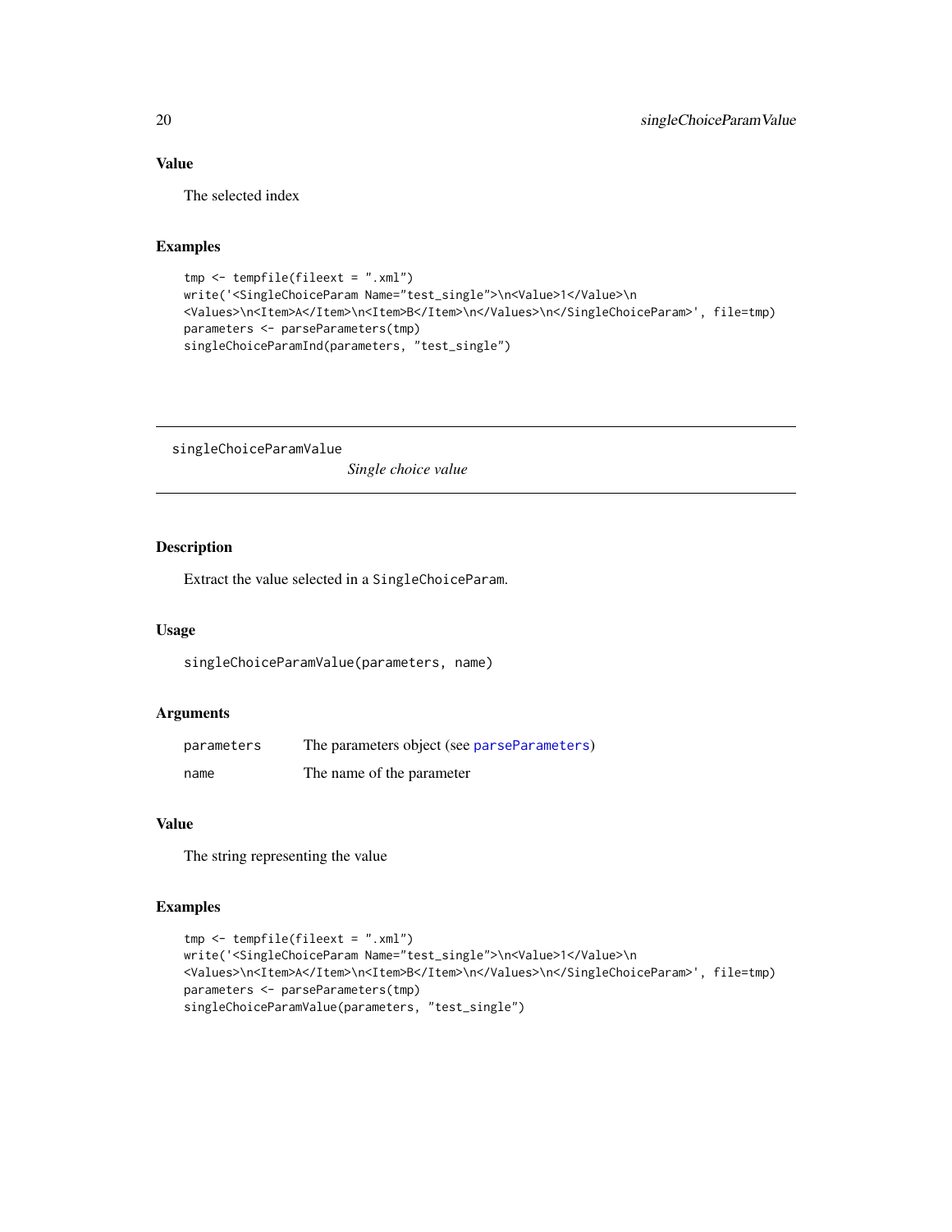### Value

The selected index

### Examples

```
tmp <- tempfile(fileext = ".xml")
write('<SingleChoiceParam Name="test_single">\n<Value>1</Value>\n
<Values>\n<Item>A</Item>\n<Item>B</Item>\n</Values>\n</SingleChoiceParam>', file=tmp)
parameters <- parseParameters(tmp)
singleChoiceParamInd(parameters, "test_single")
```

---

## singleChoiceParamValue &nbsp;&nbsp;&nbsp; *Single choice value*

---

### Description

Extract the value selected in a `SingleChoiceParam`.

### Usage

```
singleChoiceParamValue(parameters, name)
```

### Arguments

| | |
|---|---|
| `parameters` | The parameters object (see `parseParameters`) |
| `name` | The name of the parameter |

### Value

The string representing the value

### Examples

```
tmp <- tempfile(fileext = ".xml")
write('<SingleChoiceParam Name="test_single">\n<Value>1</Value>\n
<Values>\n<Item>A</Item>\n<Item>B</Item>\n</Values>\n</SingleChoiceParam>', file=tmp)
parameters <- parseParameters(tmp)
singleChoiceParamValue(parameters, "test_single")
```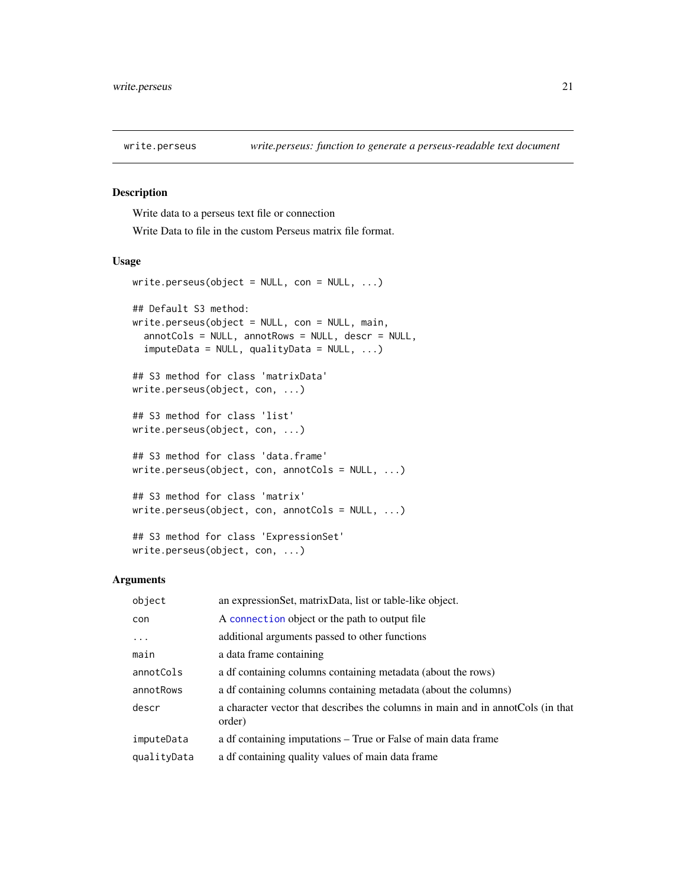## write.perseus — *write.perseus: function to generate a perseus-readable text document*

### Description

Write data to a perseus text file or connection

Write Data to file in the custom Perseus matrix file format.

### Usage

```
write.perseus(object = NULL, con = NULL, ...)

## Default S3 method:
write.perseus(object = NULL, con = NULL, main,
  annotCols = NULL, annotRows = NULL, descr = NULL,
  imputeData = NULL, qualityData = NULL, ...)

## S3 method for class 'matrixData'
write.perseus(object, con, ...)

## S3 method for class 'list'
write.perseus(object, con, ...)

## S3 method for class 'data.frame'
write.perseus(object, con, annotCols = NULL, ...)

## S3 method for class 'matrix'
write.perseus(object, con, annotCols = NULL, ...)

## S3 method for class 'ExpressionSet'
write.perseus(object, con, ...)
```

### Arguments

| | |
|---|---|
| `object` | an expressionSet, matrixData, list or table-like object. |
| `con` | A `connection` object or the path to output file |
| `...` | additional arguments passed to other functions |
| `main` | a data frame containing |
| `annotCols` | a df containing columns containing metadata (about the rows) |
| `annotRows` | a df containing columns containing metadata (about the columns) |
| `descr` | a character vector that describes the columns in main and in annotCols (in that order) |
| `imputeData` | a df containing imputations – True or False of main data frame |
| `qualityData` | a df containing quality values of main data frame |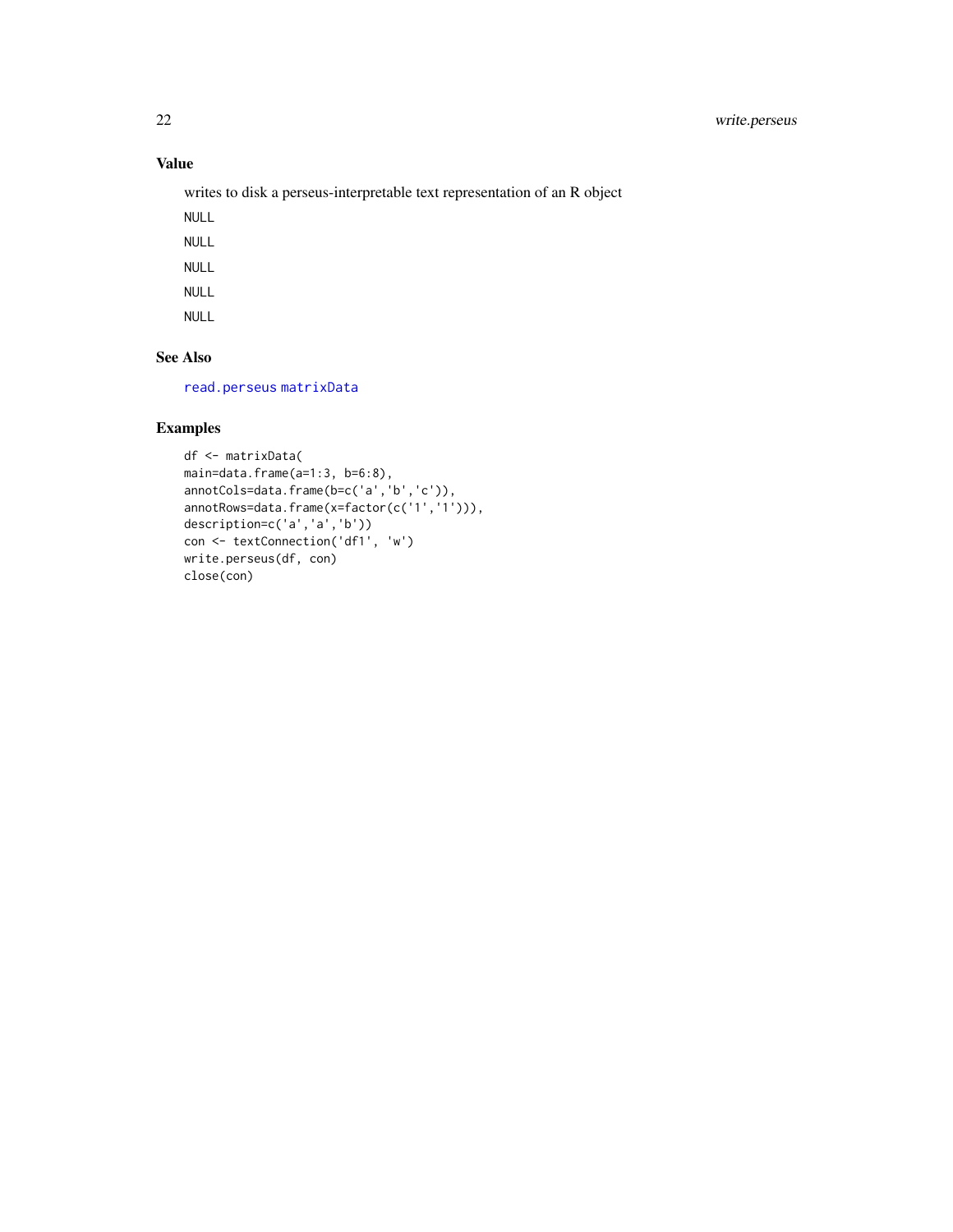## Value

writes to disk a perseus-interpretable text representation of an R object

`NULL`

`NULL`

`NULL`

`NULL`

`NULL`

## See Also

`read.perseus` `matrixData`

## Examples

```
df <- matrixData(
main=data.frame(a=1:3, b=6:8),
annotCols=data.frame(b=c('a','b','c')),
annotRows=data.frame(x=factor(c('1','1'))),
description=c('a','a','b'))
con <- textConnection('df1', 'w')
write.perseus(df, con)
close(con)
```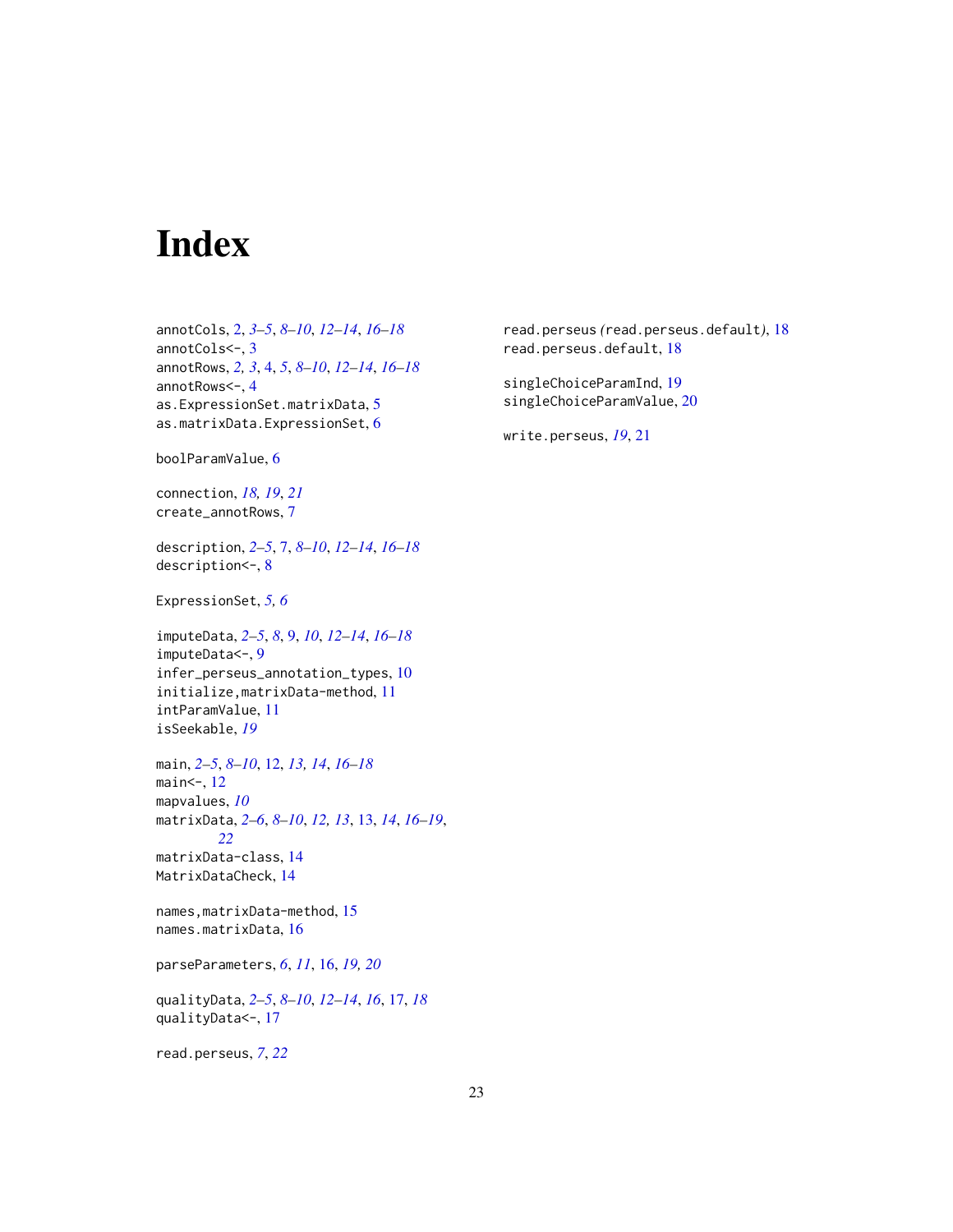# Index

annotCols, 2, *3–5*, *8–10*, *12–14*, *16–18*
annotCols<-, 3
annotRows, *2, 3*, 4, *5*, *8–10*, *12–14*, *16–18*
annotRows<-, 4
as.ExpressionSet.matrixData, 5
as.matrixData.ExpressionSet, 6

boolParamValue, 6

connection, *18, 19*, *21*
create_annotRows, 7

description, *2–5*, 7, *8–10*, *12–14*, *16–18*
description<-, 8

ExpressionSet, *5, 6*

imputeData, *2–5*, *8*, 9, *10*, *12–14*, *16–18*
imputeData<-, 9
infer_perseus_annotation_types, 10
initialize,matrixData-method, 11
intParamValue, 11
isSeekable, *19*

main, *2–5*, *8–10*, 12, *13, 14*, *16–18*
main<-, 12
mapvalues, *10*
matrixData, *2–6*, *8–10*, *12, 13*, 13, *14*, *16–19*, *22*
matrixData-class, 14
MatrixDataCheck, 14

names,matrixData-method, 15
names.matrixData, 16

parseParameters, *6*, *11*, 16, *19, 20*

qualityData, *2–5*, *8–10*, *12–14*, *16*, 17, *18*
qualityData<-, 17

read.perseus, *7*, *22*
read.perseus *(*read.perseus.default*)*, 18
read.perseus.default, 18

singleChoiceParamInd, 19
singleChoiceParamValue, 20

write.perseus, *19*, 21